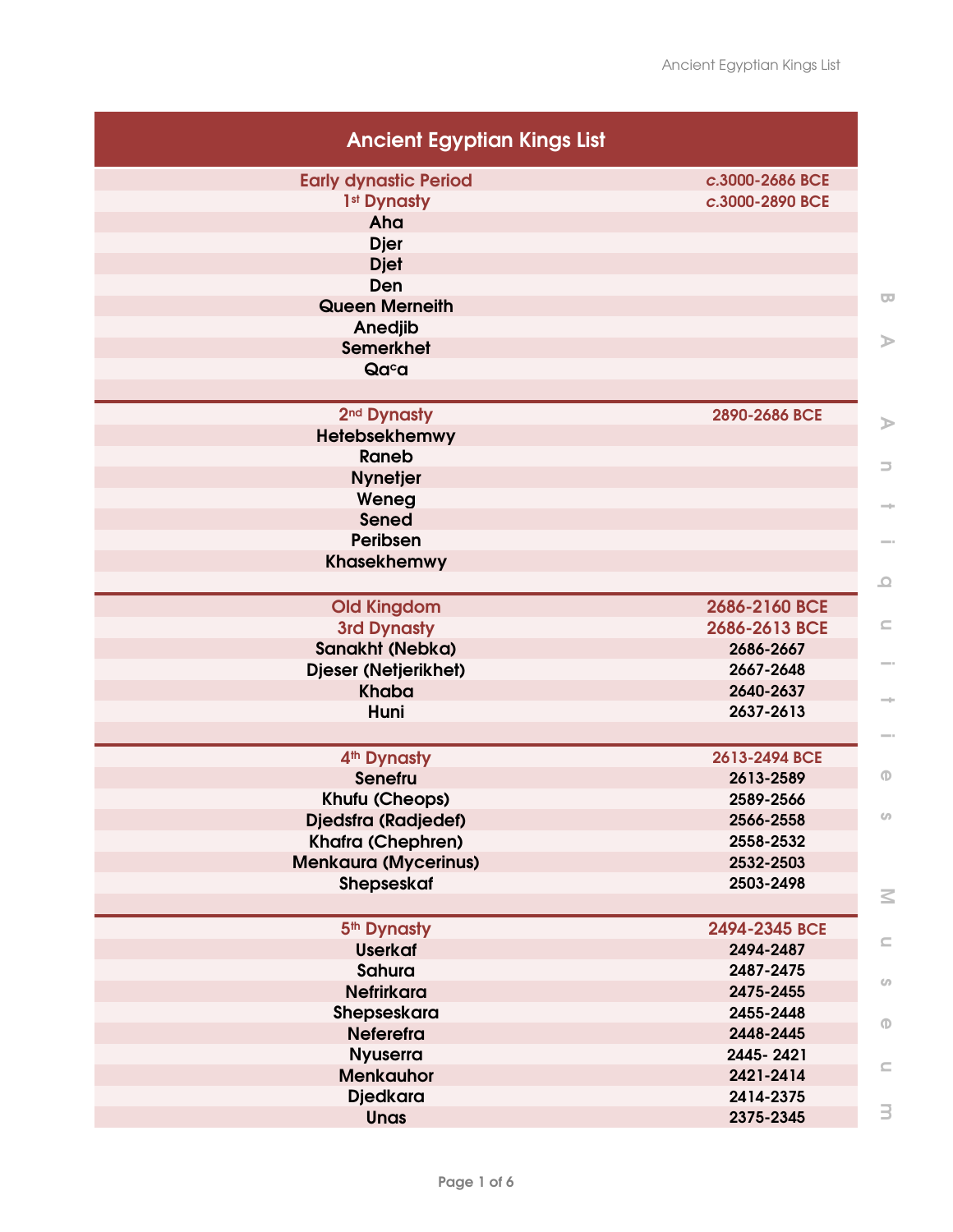| Ancient Egyptian Kings List | |
|---|---|
| **Early dynastic Period** | ***c.*3000-2686 BCE** |
| **1st Dynasty** | ***c.*3000-2890 BCE** |
| Aha | |
| Djer | |
| Djet | |
| Den | |
| Queen Merneith | |
| Anedjib | |
| Semerkhet | |
| Qaᶜa | |
| | |
| **2nd Dynasty** | **2890-2686 BCE** |
| Hetebsekhemwy | |
| Raneb | |
| Nynetjer | |
| Weneg | |
| Sened | |
| Peribsen | |
| Khasekhemwy | |
| | |
| **Old Kingdom** | **2686-2160 BCE** |
| **3rd Dynasty** | **2686-2613 BCE** |
| Sanakht (Nebka) | 2686-2667 |
| Djeser (Netjerikhet) | 2667-2648 |
| Khaba | 2640-2637 |
| Huni | 2637-2613 |
| | |
| **4th Dynasty** | **2613-2494 BCE** |
| Senefru | 2613-2589 |
| Khufu (Cheops) | 2589-2566 |
| Djedsfra (Radjedef) | 2566-2558 |
| Khafra (Chephren) | 2558-2532 |
| Menkaura (Mycerinus) | 2532-2503 |
| Shepseskaf | 2503-2498 |
| | |
| **5th Dynasty** | **2494-2345 BCE** |
| Userkaf | 2494-2487 |
| Sahura | 2487-2475 |
| Nefrirkara | 2475-2455 |
| Shepseskara | 2455-2448 |
| Neferefra | 2448-2445 |
| Nyuserra | 2445- 2421 |
| Menkauhor | 2421-2414 |
| Djedkara | 2414-2375 |
| Unas | 2375-2345 |

BA Antiquities Museum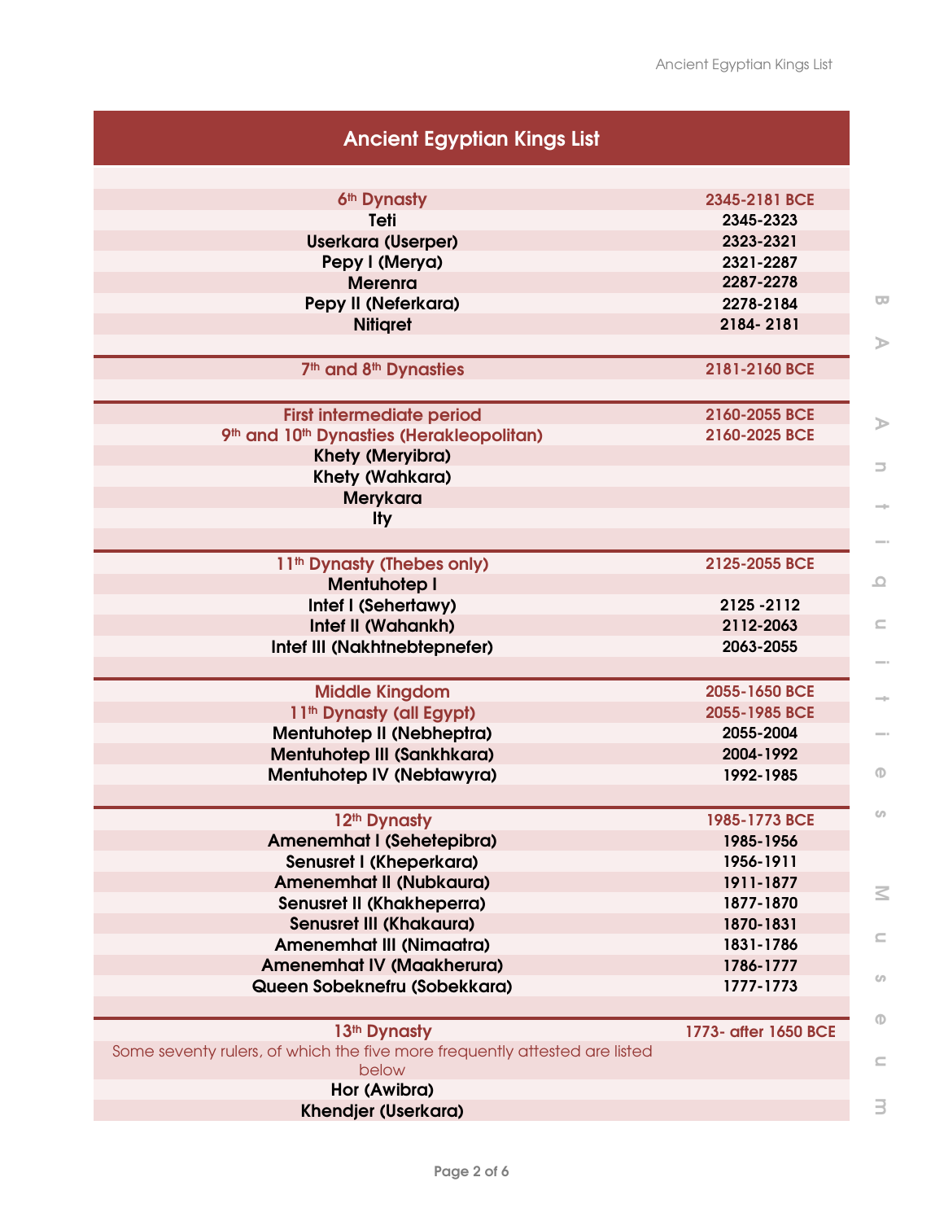| Ancient Egyptian Kings List | |
|---|---|
| | |
| **6th Dynasty** | **2345-2181 BCE** |
| **Teti** | **2345-2323** |
| **Userkara (Userper)** | **2323-2321** |
| **Pepy I (Merya)** | **2321-2287** |
| **Merenra** | **2287-2278** |
| **Pepy II (Neferkara)** | **2278-2184** |
| **Nitiqret** | **2184- 2181** |
| | |
| **7th and 8th Dynasties** | **2181-2160 BCE** |
| | |
| **First intermediate period** | **2160-2055 BCE** |
| **9th and 10th Dynasties (Herakleopolitan)** | **2160-2025 BCE** |
| **Khety (Meryibra)** | |
| **Khety (Wahkara)** | |
| **Merykara** | |
| **Ity** | |
| | |
| **11th Dynasty (Thebes only)** | **2125-2055 BCE** |
| **Mentuhotep I** | |
| **Intef I (Sehertawy)** | **2125 -2112** |
| **Intef II (Wahankh)** | **2112-2063** |
| **Intef III (Nakhtnebtepnefer)** | **2063-2055** |
| | |
| **Middle Kingdom** | **2055-1650 BCE** |
| **11th Dynasty (all Egypt)** | **2055-1985 BCE** |
| **Mentuhotep II (Nebheptra)** | **2055-2004** |
| **Mentuhotep III (Sankhkara)** | **2004-1992** |
| **Mentuhotep IV (Nebtawyra)** | **1992-1985** |
| | |
| **12th Dynasty** | **1985-1773 BCE** |
| **Amenemhat I (Sehetepibra)** | **1985-1956** |
| **Senusret I (Kheperkara)** | **1956-1911** |
| **Amenemhat II (Nubkaura)** | **1911-1877** |
| **Senusret II (Khakheperra)** | **1877-1870** |
| **Senusret III (Khakaura)** | **1870-1831** |
| **Amenemhat III (Nimaatra)** | **1831-1786** |
| **Amenemhat IV (Maakherura)** | **1786-1777** |
| **Queen Sobeknefru (Sobekkara)** | **1777-1773** |
| | |
| **13th Dynasty** | **1773- after 1650 BCE** |
| Some seventy rulers, of which the five more frequently attested are listed below | |
| **Hor (Awibra)** | |
| **Khendjer (Userkara)** | |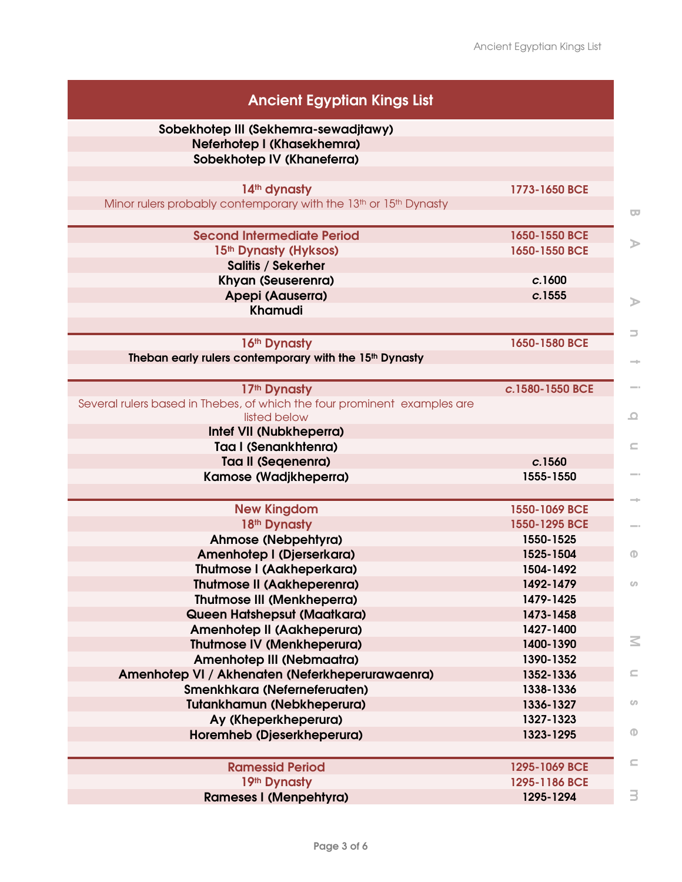## Ancient Egyptian Kings List

| Ancient Egyptian Kings List | |
|---|---|
| **Sobekhotep III (Sekhemra-sewadjtawy)** | |
| **Neferhotep I (Khasekhemra)** | |
| **Sobekhotep IV (Khaneferra)** | |
| | |
| **14th dynasty** | **1773-1650 BCE** |
| Minor rulers probably contemporary with the 13th or 15th Dynasty | |
| | |
| **Second Intermediate Period** | **1650-1550 BCE** |
| **15th Dynasty (Hyksos)** | **1650-1550 BCE** |
| **Salitis / Sekerher** | |
| **Khyan (Seuserenra)** | ***c.*1600** |
| **Apepi (Aauserra)** | ***c.*1555** |
| **Khamudi** | |
| | |
| **16th Dynasty** | **1650-1580 BCE** |
| **Theban early rulers contemporary with the 15th Dynasty** | |
| | |
| **17th Dynasty** | ***c.*1580-1550 BCE** |
| Several rulers based in Thebes, of which the four prominent examples are listed below | |
| **Intef VII (Nubkheperra)** | |
| **Taa I (Senankhtenra)** | |
| **Taa II (Seqenenra)** | ***c.*1560** |
| **Kamose (Wadjkheperra)** | **1555-1550** |
| | |
| **New Kingdom** | **1550-1069 BCE** |
| **18th Dynasty** | **1550-1295 BCE** |
| **Ahmose (Nebpehtyra)** | **1550-1525** |
| **Amenhotep I (Djerserkara)** | **1525-1504** |
| **Thutmose I (Aakheperkara)** | **1504-1492** |
| **Thutmose II (Aakheperenra)** | **1492-1479** |
| **Thutmose III (Menkheperra)** | **1479-1425** |
| **Queen Hatshepsut (Maatkara)** | **1473-1458** |
| **Amenhotep II (Aakheperura)** | **1427-1400** |
| **Thutmose IV (Menkheperura)** | **1400-1390** |
| **Amenhotep III (Nebmaatra)** | **1390-1352** |
| **Amenhotep VI / Akhenaten (Neferkheperurawaenra)** | **1352-1336** |
| **Smenkhkara (Neferneferuaten)** | **1338-1336** |
| **Tutankhamun (Nebkheperura)** | **1336-1327** |
| **Ay (Kheperkheperura)** | **1327-1323** |
| **Horemheb (Djeserkheperura)** | **1323-1295** |
| | |
| **Ramessid Period** | **1295-1069 BCE** |
| **19th Dynasty** | **1295-1186 BCE** |
| **Rameses I (Menpehtyra)** | **1295-1294** |

BA Antiquities Museum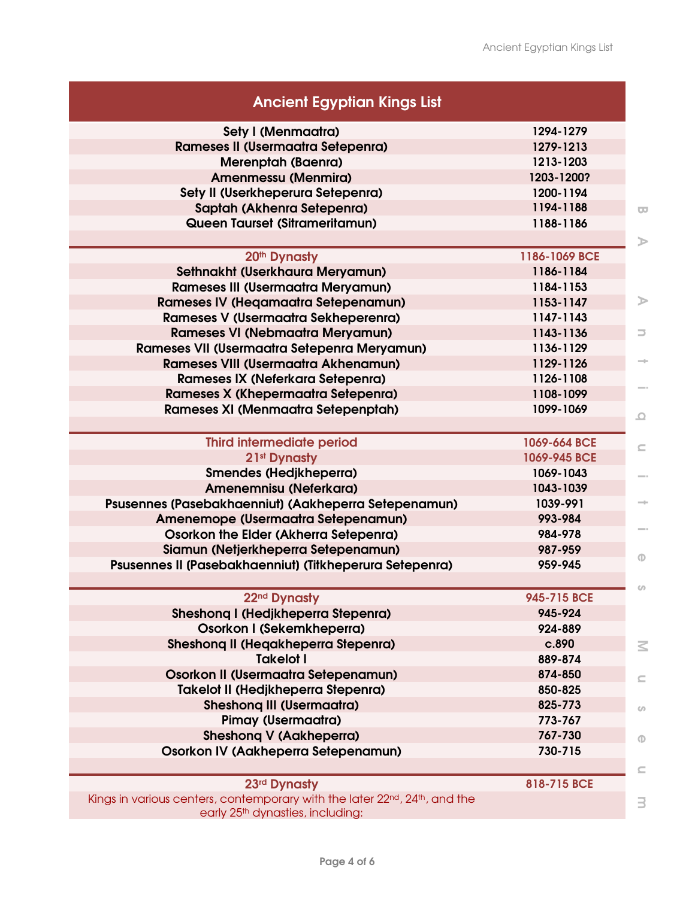| Ancient Egyptian Kings List | |
|---|---|
| Sety I (Menmaatra) | 1294-1279 |
| Rameses II (Usermaatra Setepenra) | 1279-1213 |
| Merenptah (Baenra) | 1213-1203 |
| Amenmessu (Menmira) | 1203-1200? |
| Sety II (Userkheperura Setepenra) | 1200-1194 |
| Saptah (Akhenra Setepenra) | 1194-1188 |
| Queen Taurset (Sitrameritamun) | 1188-1186 |
| | |
| 20th Dynasty | 1186-1069 BCE |
| Sethnakht (Userkhaura Meryamun) | 1186-1184 |
| Rameses III (Usermaatra Meryamun) | 1184-1153 |
| Rameses IV (Heqamaatra Setepenamun) | 1153-1147 |
| Rameses V (Usermaatra Sekheperenra) | 1147-1143 |
| Rameses VI (Nebmaatra Meryamun) | 1143-1136 |
| Rameses VII (Usermaatra Setepenra Meryamun) | 1136-1129 |
| Rameses VIII (Usermaatra Akhenamun) | 1129-1126 |
| Rameses IX (Neferkara Setepenra) | 1126-1108 |
| Rameses X (Khepermaatra Setepenra) | 1108-1099 |
| Rameses XI (Menmaatra Setepenptah) | 1099-1069 |
| | |
| Third intermediate period | 1069-664 BCE |
| 21st Dynasty | 1069-945 BCE |
| Smendes (Hedjkheperra) | 1069-1043 |
| Amenemnisu (Neferkara) | 1043-1039 |
| Psusennes (Pasebakhaenniut) (Aakheperra Setepenamun) | 1039-991 |
| Amenemope (Usermaatra Setepenamun) | 993-984 |
| Osorkon the Elder (Akherra Setepenra) | 984-978 |
| Siamun (Netjerkheperra Setepenamun) | 987-959 |
| Psusennes II (Pasebakhaenniut) (Titkheperura Setepenra) | 959-945 |
| | |
| 22nd Dynasty | 945-715 BCE |
| Sheshonq I (Hedjkheperra Stepenra) | 945-924 |
| Osorkon I (Sekemkheperra) | 924-889 |
| Sheshonq II (Heqakheperra Stepenra) | c.890 |
| Takelot I | 889-874 |
| Osorkon II (Usermaatra Setepenamun) | 874-850 |
| Takelot II (Hedjkheperra Stepenra) | 850-825 |
| Sheshonq III (Usermaatra) | 825-773 |
| Pimay (Usermaatra) | 773-767 |
| Sheshonq V (Aakheperra) | 767-730 |
| Osorkon IV (Aakheperra Setepenamun) | 730-715 |
| | |
| 23rd Dynasty | 818-715 BCE |
| Kings in various centers, contemporary with the later 22nd, 24th, and the early 25th dynasties, including: | |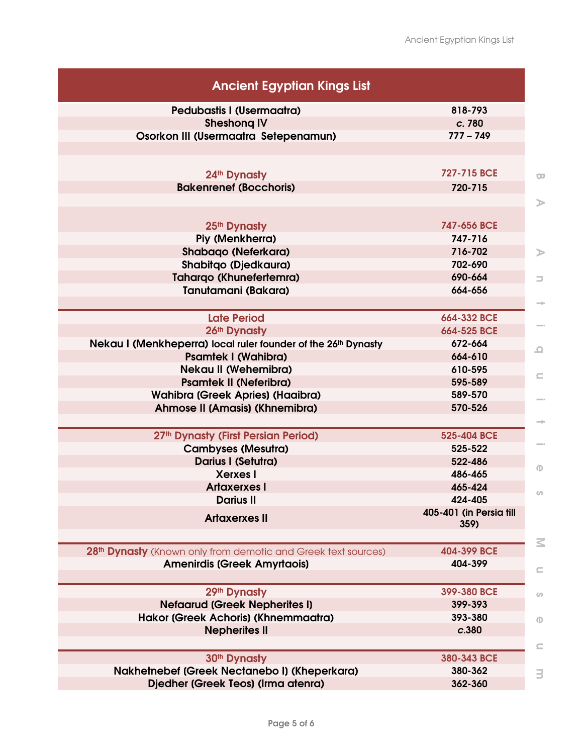| Ancient Egyptian Kings List | |
|---|---|
| Pedubastis I (Usermaatra) | 818-793 |
| Sheshonq IV | *c.* 780 |
| Osorkon III (Usermaatra Setepenamun) | 777 – 749 |
| | |
| | |
| 24th Dynasty | 727-715 BCE |
| Bakenrenef (Bocchoris) | 720-715 |
| | |
| | |
| 25th Dynasty | 747-656 BCE |
| Piy (Menkherra) | 747-716 |
| Shabaqo (Neferkara) | 716-702 |
| Shabitqo (Djedkaura) | 702-690 |
| Taharqo (Khunefertemra) | 690-664 |
| Tanutamani (Bakara) | 664-656 |
| | |
| Late Period | 664-332 BCE |
| 26th Dynasty | 664-525 BCE |
| Nekau I (Menkheperra) local ruler founder of the 26th Dynasty | 672-664 |
| Psamtek I (Wahibra) | 664-610 |
| Nekau II (Wehemibra) | 610-595 |
| Psamtek II (Neferibra) | 595-589 |
| Wahibra (Greek Apries) (Haaibra) | 589-570 |
| Ahmose II (Amasis) (Khnemibra) | 570-526 |
| | |
| 27th Dynasty (First Persian Period) | 525-404 BCE |
| Cambyses (Mesutra) | 525-522 |
| Darius I (Setutra) | 522-486 |
| Xerxes I | 486-465 |
| Artaxerxes I | 465-424 |
| Darius II | 424-405 |
| Artaxerxes II | 405-401 (in Persia till 359) |
| | |
| 28th Dynasty (Known only from demotic and Greek text sources) | 404-399 BCE |
| Amenirdis (Greek Amyrtaois) | 404-399 |
| | |
| 29th Dynasty | 399-380 BCE |
| Nefaarud (Greek Nepherites I) | 399-393 |
| Hakor (Greek Achoris) (Khnemmaatra) | 393-380 |
| Nepherites II | *c.*380 |
| | |
| 30th Dynasty | 380-343 BCE |
| Nakhetnebef (Greek Nectanebo I) (Kheperkara) | 380-362 |
| Djedher (Greek Teos) (Irma atenra) | 362-360 |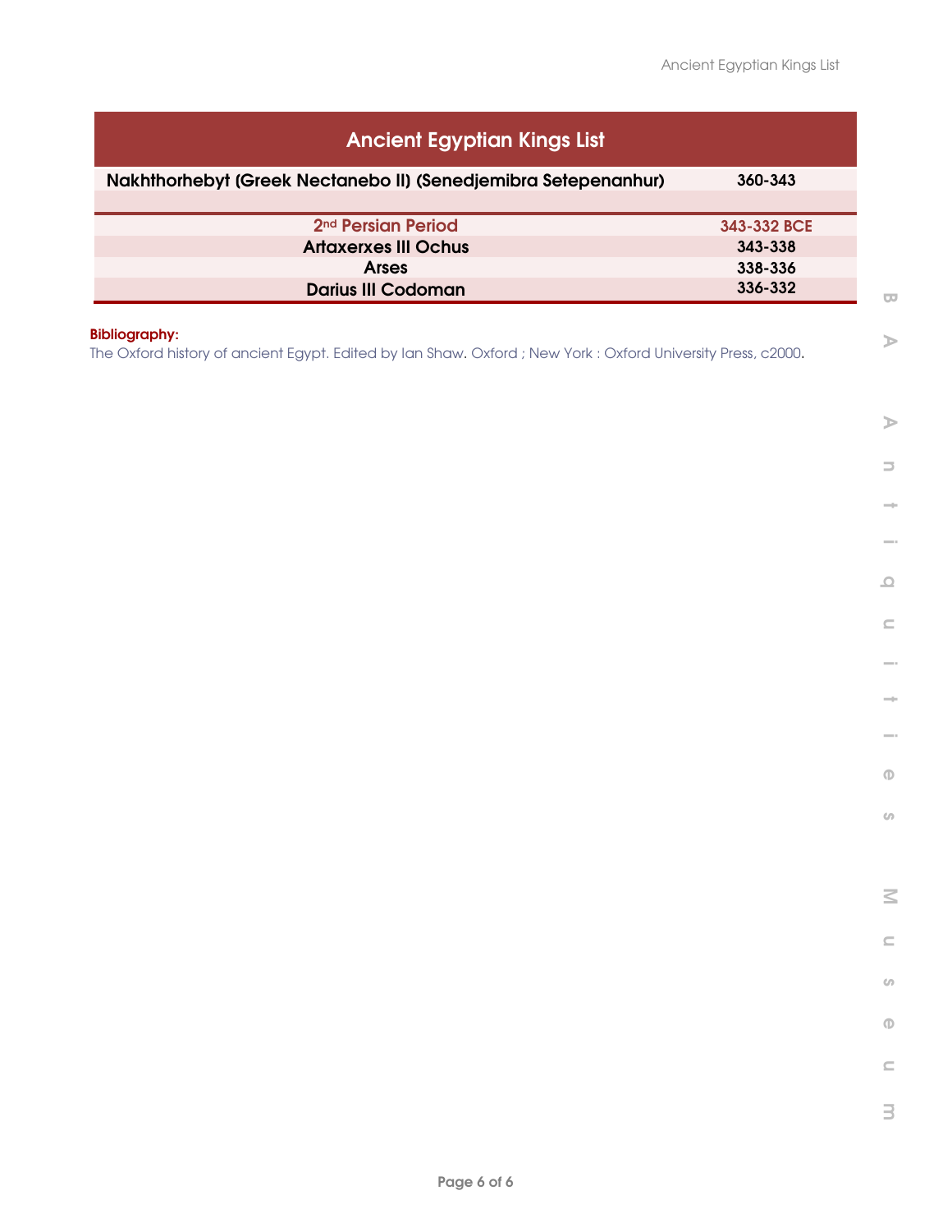| Ancient Egyptian Kings List | |
|---|---|
| Nakhthorhebyt (Greek Nectanebo II) (Senedjemibra Setepenanhur) | 360-343 |
| | |
| 2nd Persian Period | 343-332 BCE |
| Artaxerxes III Ochus | 343-338 |
| Arses | 338-336 |
| Darius III Codoman | 336-332 |

**Bibliography:**

The Oxford history of ancient Egypt. Edited by Ian Shaw. Oxford ; New York : Oxford University Press, c2000.